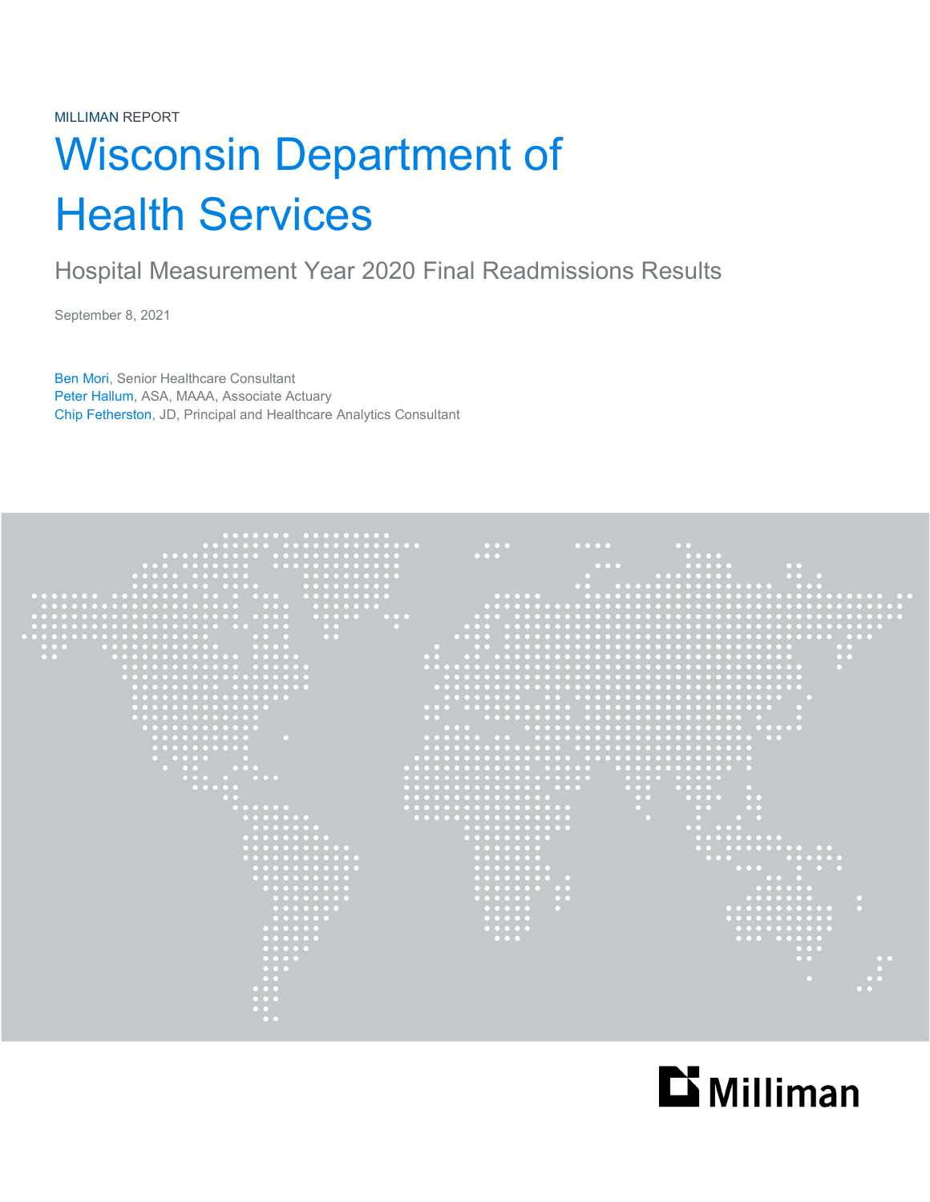MILLIMAN REPORT

# Wisconsin Department of Health Services

## Hospital Measurement Year 2020 Final Readmissions Results

September 8, 2021

Ben Mori, Senior Healthcare Consultant
Peter Hallum, ASA, MAAA, Associate Actuary
Chip Fetherston, JD, Principal and Healthcare Analytics Consultant

Milliman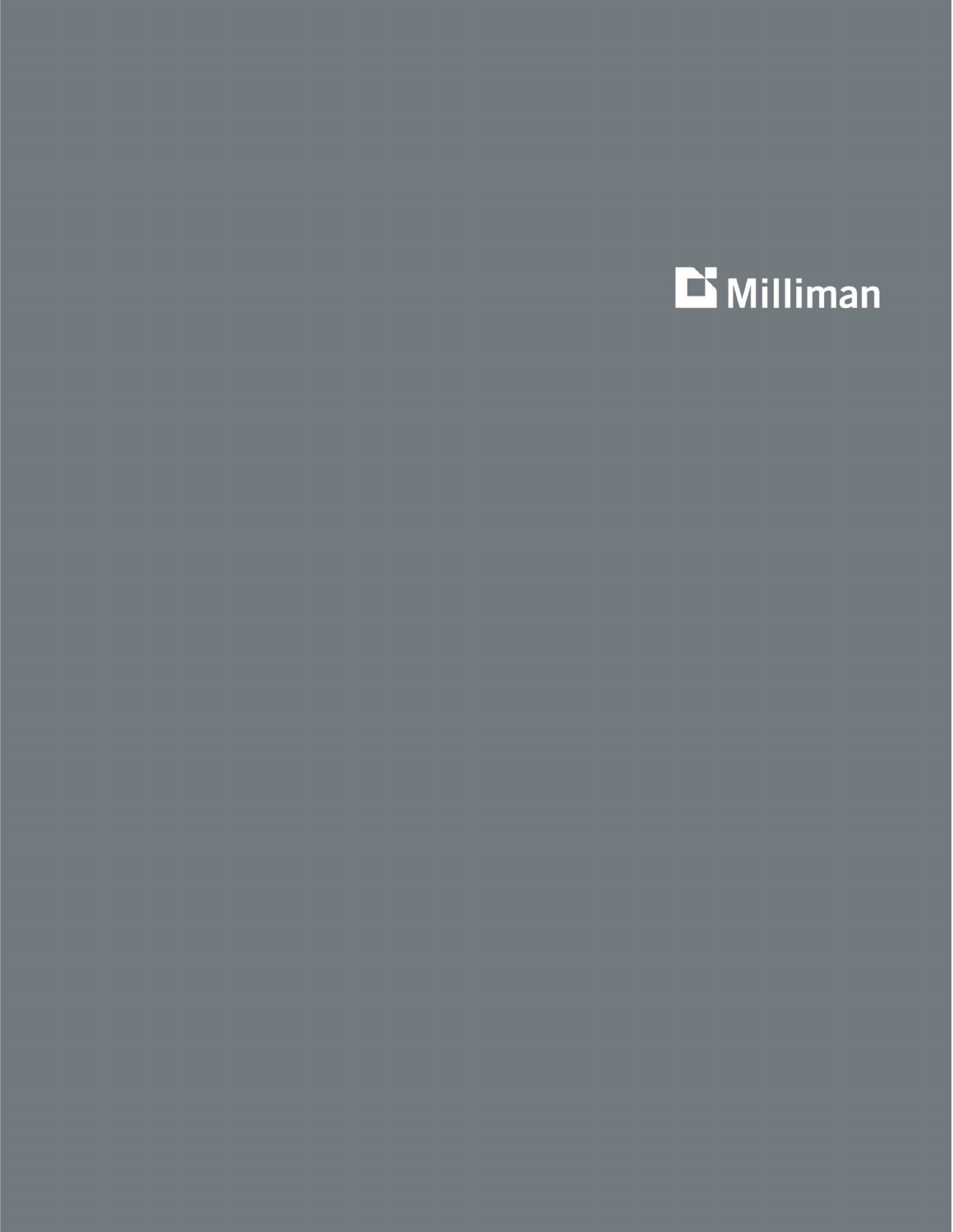Milliman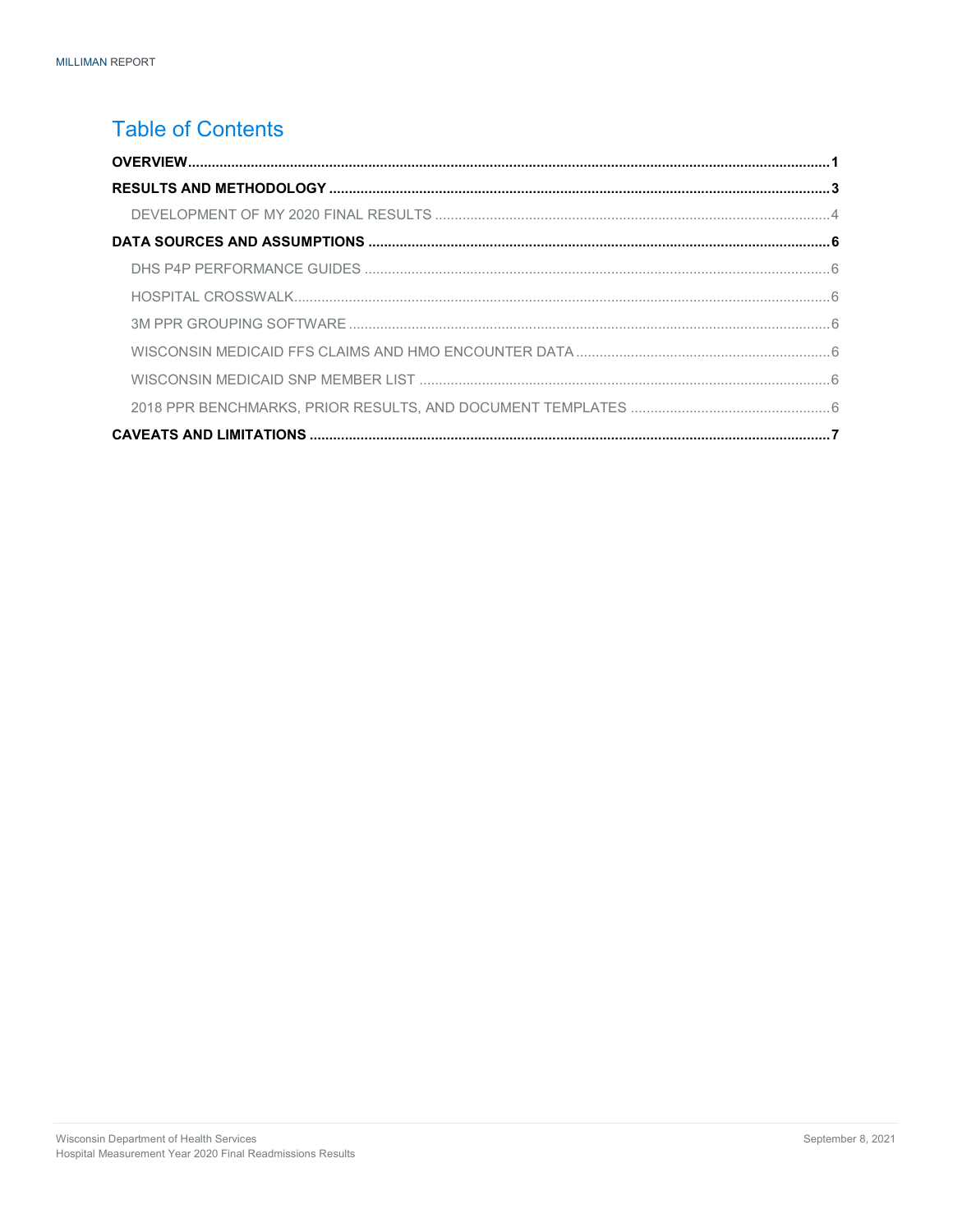# Table of Contents

**OVERVIEW** .......... **1**

**RESULTS AND METHODOLOGY** .......... **3**

- DEVELOPMENT OF MY 2020 FINAL RESULTS .......... 4

**DATA SOURCES AND ASSUMPTIONS** .......... **6**

- DHS P4P PERFORMANCE GUIDES .......... 6
- HOSPITAL CROSSWALK .......... 6
- 3M PPR GROUPING SOFTWARE .......... 6
- WISCONSIN MEDICAID FFS CLAIMS AND HMO ENCOUNTER DATA .......... 6
- WISCONSIN MEDICAID SNP MEMBER LIST .......... 6
- 2018 PPR BENCHMARKS, PRIOR RESULTS, AND DOCUMENT TEMPLATES .......... 6

**CAVEATS AND LIMITATIONS** .......... **7**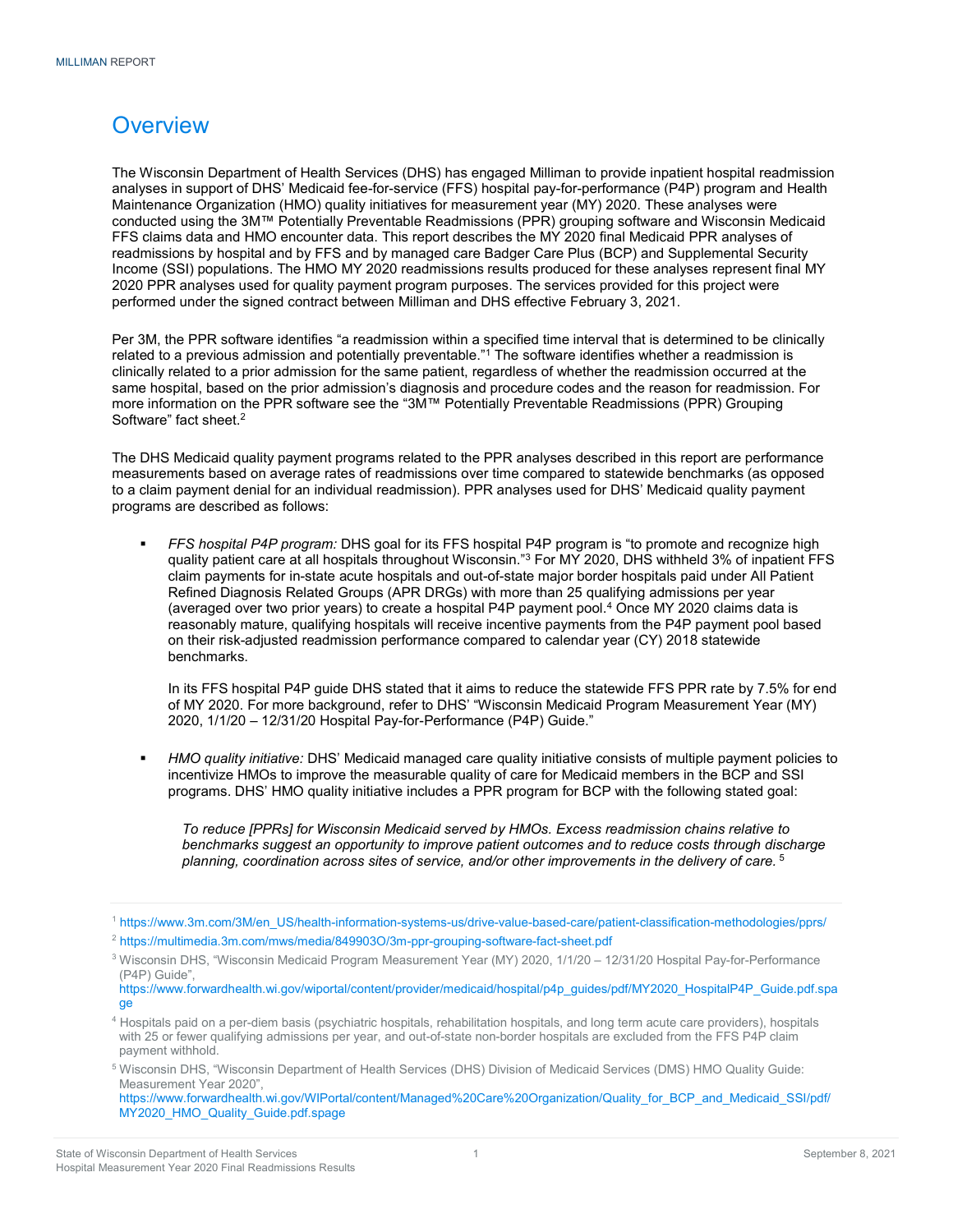# Overview

The Wisconsin Department of Health Services (DHS) has engaged Milliman to provide inpatient hospital readmission analyses in support of DHS' Medicaid fee-for-service (FFS) hospital pay-for-performance (P4P) program and Health Maintenance Organization (HMO) quality initiatives for measurement year (MY) 2020. These analyses were conducted using the 3M™ Potentially Preventable Readmissions (PPR) grouping software and Wisconsin Medicaid FFS claims data and HMO encounter data. This report describes the MY 2020 final Medicaid PPR analyses of readmissions by hospital and by FFS and by managed care Badger Care Plus (BCP) and Supplemental Security Income (SSI) populations. The HMO MY 2020 readmissions results produced for these analyses represent final MY 2020 PPR analyses used for quality payment program purposes. The services provided for this project were performed under the signed contract between Milliman and DHS effective February 3, 2021.

Per 3M, the PPR software identifies "a readmission within a specified time interval that is determined to be clinically related to a previous admission and potentially preventable."[1] The software identifies whether a readmission is clinically related to a prior admission for the same patient, regardless of whether the readmission occurred at the same hospital, based on the prior admission's diagnosis and procedure codes and the reason for readmission. For more information on the PPR software see the "3M™ Potentially Preventable Readmissions (PPR) Grouping Software" fact sheet.[2]

The DHS Medicaid quality payment programs related to the PPR analyses described in this report are performance measurements based on average rates of readmissions over time compared to statewide benchmarks (as opposed to a claim payment denial for an individual readmission). PPR analyses used for DHS' Medicaid quality payment programs are described as follows:

- *FFS hospital P4P program:* DHS goal for its FFS hospital P4P program is "to promote and recognize high quality patient care at all hospitals throughout Wisconsin."[3] For MY 2020, DHS withheld 3% of inpatient FFS claim payments for in-state acute hospitals and out-of-state major border hospitals paid under All Patient Refined Diagnosis Related Groups (APR DRGs) with more than 25 qualifying admissions per year (averaged over two prior years) to create a hospital P4P payment pool.[4] Once MY 2020 claims data is reasonably mature, qualifying hospitals will receive incentive payments from the P4P payment pool based on their risk-adjusted readmission performance compared to calendar year (CY) 2018 statewide benchmarks.

  In its FFS hospital P4P guide DHS stated that it aims to reduce the statewide FFS PPR rate by 7.5% for end of MY 2020. For more background, refer to DHS' "Wisconsin Medicaid Program Measurement Year (MY) 2020, 1/1/20 – 12/31/20 Hospital Pay-for-Performance (P4P) Guide."

- *HMO quality initiative:* DHS' Medicaid managed care quality initiative consists of multiple payment policies to incentivize HMOs to improve the measurable quality of care for Medicaid members in the BCP and SSI programs. DHS' HMO quality initiative includes a PPR program for BCP with the following stated goal:

  *To reduce [PPRs] for Wisconsin Medicaid served by HMOs. Excess readmission chains relative to benchmarks suggest an opportunity to improve patient outcomes and to reduce costs through discharge planning, coordination across sites of service, and/or other improvements in the delivery of care.* [5]

---

[1] https://www.3m.com/3M/en_US/health-information-systems-us/drive-value-based-care/patient-classification-methodologies/pprs/

[2] https://multimedia.3m.com/mws/media/849903O/3m-ppr-grouping-software-fact-sheet.pdf

[3] Wisconsin DHS, "Wisconsin Medicaid Program Measurement Year (MY) 2020, 1/1/20 – 12/31/20 Hospital Pay-for-Performance (P4P) Guide", https://www.forwardhealth.wi.gov/wiportal/content/provider/medicaid/hospital/p4p_guides/pdf/MY2020_HospitalP4P_Guide.pdf.spage

[4] Hospitals paid on a per-diem basis (psychiatric hospitals, rehabilitation hospitals, and long term acute care providers), hospitals with 25 or fewer qualifying admissions per year, and out-of-state non-border hospitals are excluded from the FFS P4P claim payment withhold.

[5] Wisconsin DHS, "Wisconsin Department of Health Services (DHS) Division of Medicaid Services (DMS) HMO Quality Guide: Measurement Year 2020", https://www.forwardhealth.wi.gov/WIPortal/content/Managed%20Care%20Organization/Quality_for_BCP_and_Medicaid_SSI/pdf/MY2020_HMO_Quality_Guide.pdf.spage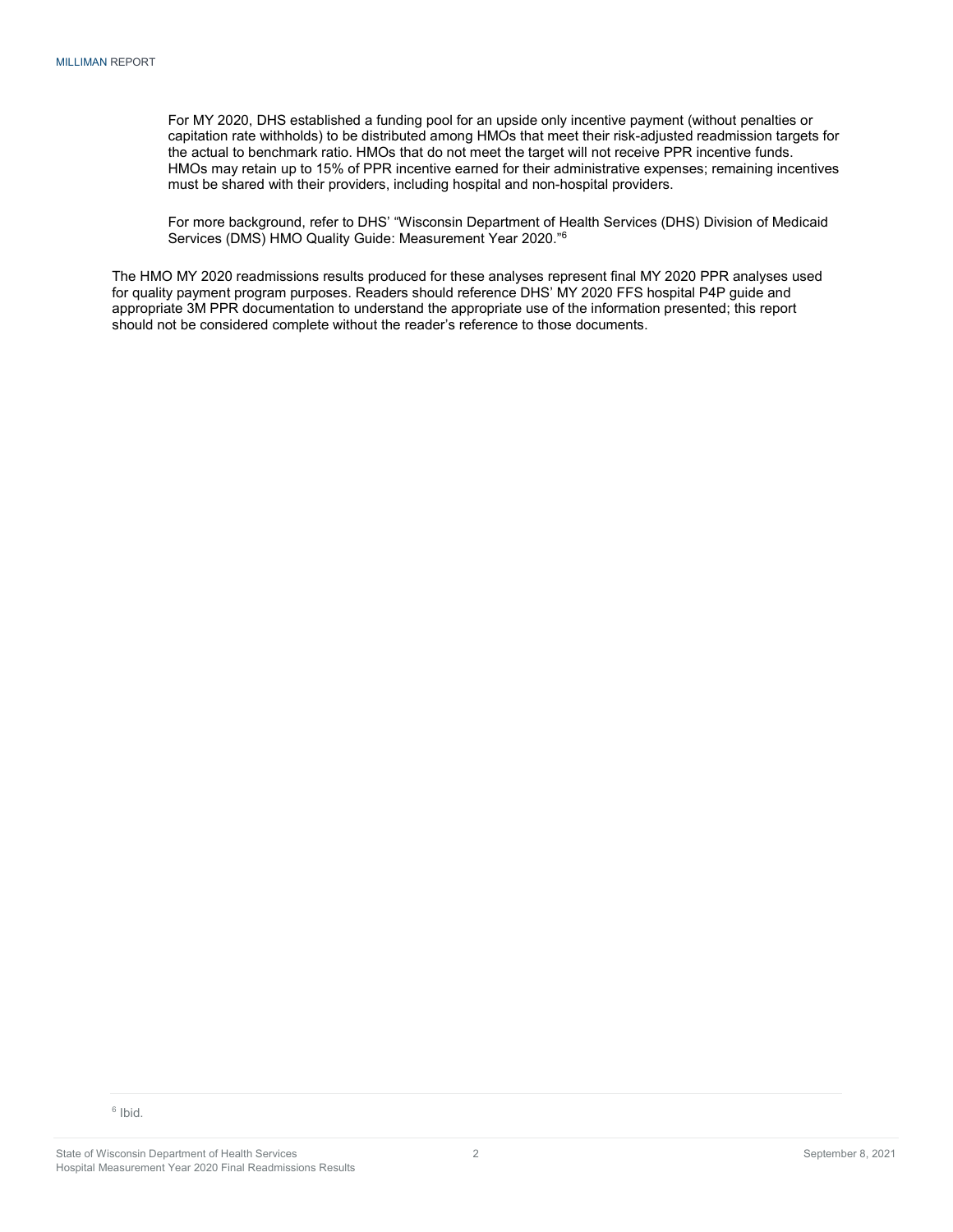For MY 2020, DHS established a funding pool for an upside only incentive payment (without penalties or capitation rate withholds) to be distributed among HMOs that meet their risk-adjusted readmission targets for the actual to benchmark ratio. HMOs that do not meet the target will not receive PPR incentive funds. HMOs may retain up to 15% of PPR incentive earned for their administrative expenses; remaining incentives must be shared with their providers, including hospital and non-hospital providers.

For more background, refer to DHS' "Wisconsin Department of Health Services (DHS) Division of Medicaid Services (DMS) HMO Quality Guide: Measurement Year 2020."[6]

The HMO MY 2020 readmissions results produced for these analyses represent final MY 2020 PPR analyses used for quality payment program purposes. Readers should reference DHS' MY 2020 FFS hospital P4P guide and appropriate 3M PPR documentation to understand the appropriate use of the information presented; this report should not be considered complete without the reader's reference to those documents.

[6] Ibid.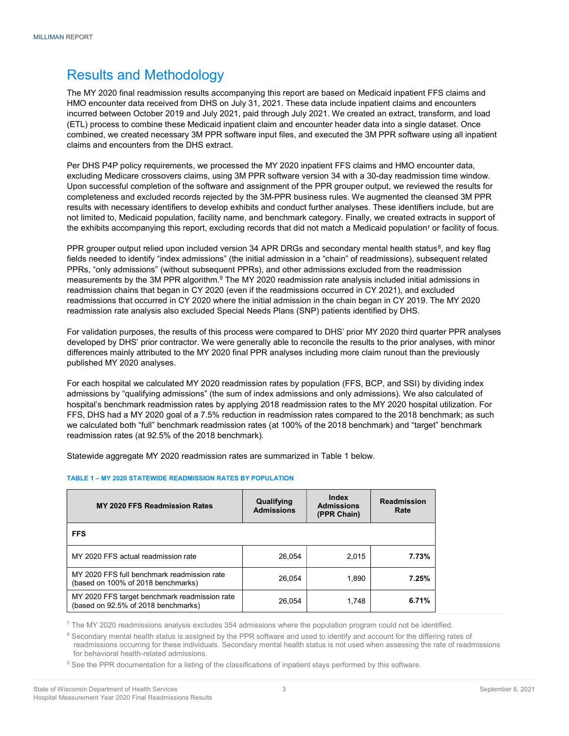## Results and Methodology

The MY 2020 final readmission results accompanying this report are based on Medicaid inpatient FFS claims and HMO encounter data received from DHS on July 31, 2021. These data include inpatient claims and encounters incurred between October 2019 and July 2021, paid through July 2021. We created an extract, transform, and load (ETL) process to combine these Medicaid inpatient claim and encounter header data into a single dataset. Once combined, we created necessary 3M PPR software input files, and executed the 3M PPR software using all inpatient claims and encounters from the DHS extract.

Per DHS P4P policy requirements, we processed the MY 2020 inpatient FFS claims and HMO encounter data, excluding Medicare crossovers claims, using 3M PPR software version 34 with a 30-day readmission time window. Upon successful completion of the software and assignment of the PPR grouper output, we reviewed the results for completeness and excluded records rejected by the 3M-PPR business rules. We augmented the cleansed 3M PPR results with necessary identifiers to develop exhibits and conduct further analyses. These identifiers include, but are not limited to, Medicaid population, facility name, and benchmark category. Finally, we created extracts in support of the exhibits accompanying this report, excluding records that did not match a Medicaid population[7] or facility of focus.

PPR grouper output relied upon included version 34 APR DRGs and secondary mental health status[8], and key flag fields needed to identify "index admissions" (the initial admission in a "chain" of readmissions), subsequent related PPRs, "only admissions" (without subsequent PPRs), and other admissions excluded from the readmission measurements by the 3M PPR algorithm.[9] The MY 2020 readmission rate analysis included initial admissions in readmission chains that began in CY 2020 (even if the readmissions occurred in CY 2021), and excluded readmissions that occurred in CY 2020 where the initial admission in the chain began in CY 2019. The MY 2020 readmission rate analysis also excluded Special Needs Plans (SNP) patients identified by DHS.

For validation purposes, the results of this process were compared to DHS' prior MY 2020 third quarter PPR analyses developed by DHS' prior contractor. We were generally able to reconcile the results to the prior analyses, with minor differences mainly attributed to the MY 2020 final PPR analyses including more claim runout than the previously published MY 2020 analyses.

For each hospital we calculated MY 2020 readmission rates by population (FFS, BCP, and SSI) by dividing index admissions by "qualifying admissions" (the sum of index admissions and only admissions). We also calculated of hospital's benchmark readmission rates by applying 2018 readmission rates to the MY 2020 hospital utilization. For FFS, DHS had a MY 2020 goal of a 7.5% reduction in readmission rates compared to the 2018 benchmark; as such we calculated both "full" benchmark readmission rates (at 100% of the 2018 benchmark) and "target" benchmark readmission rates (at 92.5% of the 2018 benchmark).

Statewide aggregate MY 2020 readmission rates are summarized in Table 1 below.

**TABLE 1 – MY 2020 STATEWIDE READMISSION RATES BY POPULATION**

| MY 2020 FFS Readmission Rates | Qualifying Admissions | Index Admissions (PPR Chain) | Readmission Rate |
|---|---|---|---|
| **FFS** | | | |
| MY 2020 FFS actual readmission rate | 26,054 | 2,015 | **7.73%** |
| MY 2020 FFS full benchmark readmission rate (based on 100% of 2018 benchmarks) | 26,054 | 1,890 | **7.25%** |
| MY 2020 FFS target benchmark readmission rate (based on 92.5% of 2018 benchmarks) | 26,054 | 1,748 | **6.71%** |

[7] The MY 2020 readmissions analysis excludes 354 admissions where the population program could not be identified.

[8] Secondary mental health status is assigned by the PPR software and used to identify and account for the differing rates of readmissions occurring for these individuals. Secondary mental health status is not used when assessing the rate of readmissions for behavioral health-related admissions.

[9] See the PPR documentation for a listing of the classifications of inpatient stays performed by this software.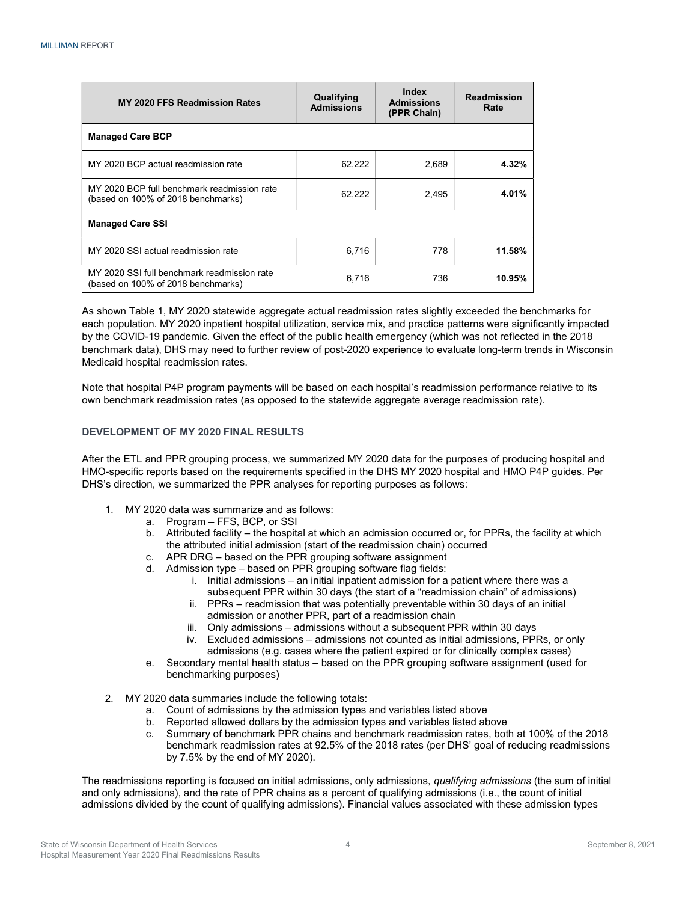| MY 2020 FFS Readmission Rates | Qualifying Admissions | Index Admissions (PPR Chain) | Readmission Rate |
|---|---|---|---|
| **Managed Care BCP** | | | |
| MY 2020 BCP actual readmission rate | 62,222 | 2,689 | **4.32%** |
| MY 2020 BCP full benchmark readmission rate (based on 100% of 2018 benchmarks) | 62,222 | 2,495 | **4.01%** |
| **Managed Care SSI** | | | |
| MY 2020 SSI actual readmission rate | 6,716 | 778 | **11.58%** |
| MY 2020 SSI full benchmark readmission rate (based on 100% of 2018 benchmarks) | 6,716 | 736 | **10.95%** |

As shown Table 1, MY 2020 statewide aggregate actual readmission rates slightly exceeded the benchmarks for each population. MY 2020 inpatient hospital utilization, service mix, and practice patterns were significantly impacted by the COVID-19 pandemic. Given the effect of the public health emergency (which was not reflected in the 2018 benchmark data), DHS may need to further review of post-2020 experience to evaluate long-term trends in Wisconsin Medicaid hospital readmission rates.

Note that hospital P4P program payments will be based on each hospital's readmission performance relative to its own benchmark readmission rates (as opposed to the statewide aggregate average readmission rate).

### DEVELOPMENT OF MY 2020 FINAL RESULTS

After the ETL and PPR grouping process, we summarized MY 2020 data for the purposes of producing hospital and HMO-specific reports based on the requirements specified in the DHS MY 2020 hospital and HMO P4P guides. Per DHS's direction, we summarized the PPR analyses for reporting purposes as follows:

1. MY 2020 data was summarize and as follows:
   a. Program – FFS, BCP, or SSI
   b. Attributed facility – the hospital at which an admission occurred or, for PPRs, the facility at which the attributed initial admission (start of the readmission chain) occurred
   c. APR DRG – based on the PPR grouping software assignment
   d. Admission type – based on PPR grouping software flag fields:
      i. Initial admissions – an initial inpatient admission for a patient where there was a subsequent PPR within 30 days (the start of a "readmission chain" of admissions)
      ii. PPRs – readmission that was potentially preventable within 30 days of an initial admission or another PPR, part of a readmission chain
      iii. Only admissions – admissions without a subsequent PPR within 30 days
      iv. Excluded admissions – admissions not counted as initial admissions, PPRs, or only admissions (e.g. cases where the patient expired or for clinically complex cases)
   e. Secondary mental health status – based on the PPR grouping software assignment (used for benchmarking purposes)
2. MY 2020 data summaries include the following totals:
   a. Count of admissions by the admission types and variables listed above
   b. Reported allowed dollars by the admission types and variables listed above
   c. Summary of benchmark PPR chains and benchmark readmission rates, both at 100% of the 2018 benchmark readmission rates at 92.5% of the 2018 rates (per DHS' goal of reducing readmissions by 7.5% by the end of MY 2020).

The readmissions reporting is focused on initial admissions, only admissions, *qualifying admissions* (the sum of initial and only admissions), and the rate of PPR chains as a percent of qualifying admissions (i.e., the count of initial admissions divided by the count of qualifying admissions). Financial values associated with these admission types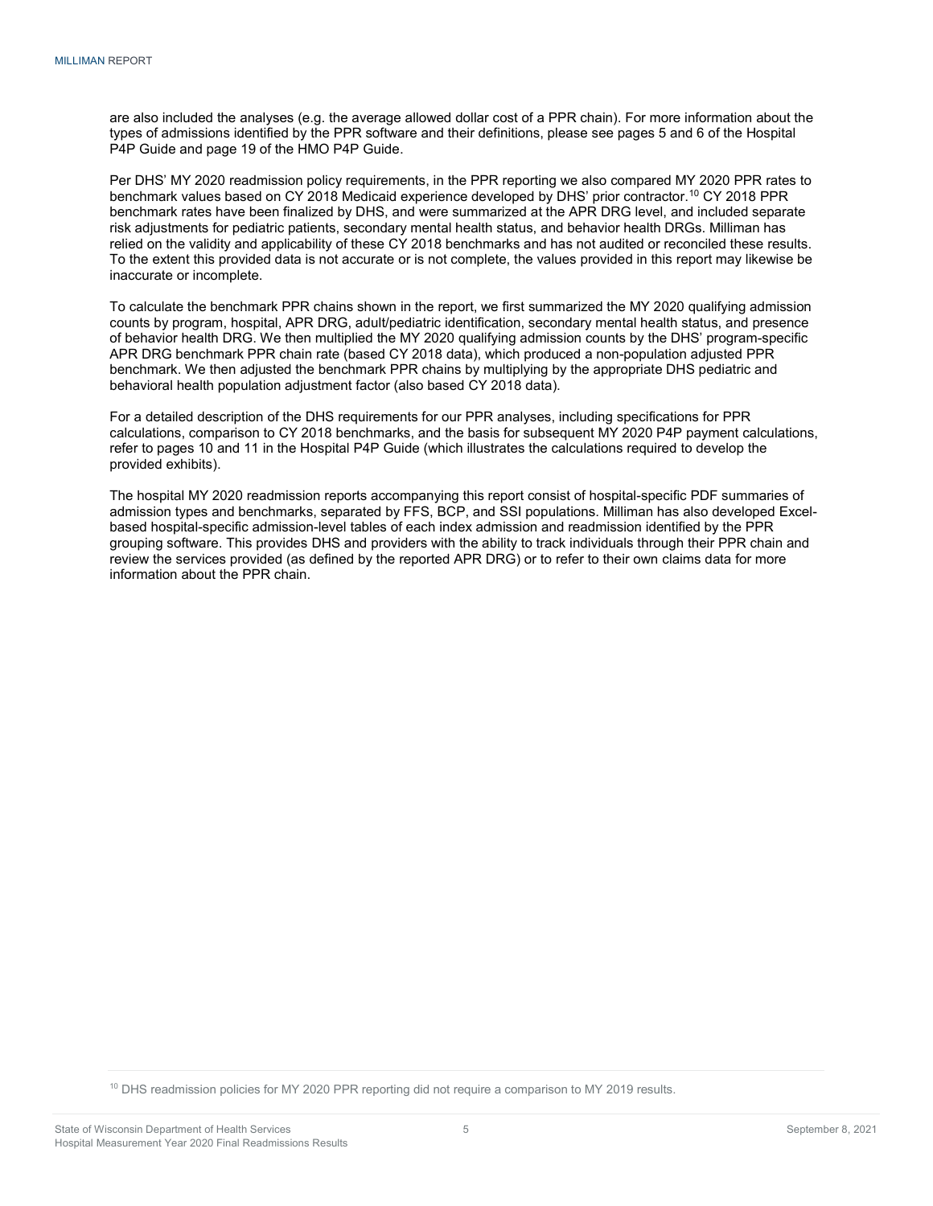are also included the analyses (e.g. the average allowed dollar cost of a PPR chain). For more information about the types of admissions identified by the PPR software and their definitions, please see pages 5 and 6 of the Hospital P4P Guide and page 19 of the HMO P4P Guide.

Per DHS' MY 2020 readmission policy requirements, in the PPR reporting we also compared MY 2020 PPR rates to benchmark values based on CY 2018 Medicaid experience developed by DHS' prior contractor.[10] CY 2018 PPR benchmark rates have been finalized by DHS, and were summarized at the APR DRG level, and included separate risk adjustments for pediatric patients, secondary mental health status, and behavior health DRGs. Milliman has relied on the validity and applicability of these CY 2018 benchmarks and has not audited or reconciled these results. To the extent this provided data is not accurate or is not complete, the values provided in this report may likewise be inaccurate or incomplete.

To calculate the benchmark PPR chains shown in the report, we first summarized the MY 2020 qualifying admission counts by program, hospital, APR DRG, adult/pediatric identification, secondary mental health status, and presence of behavior health DRG. We then multiplied the MY 2020 qualifying admission counts by the DHS' program-specific APR DRG benchmark PPR chain rate (based CY 2018 data), which produced a non-population adjusted PPR benchmark. We then adjusted the benchmark PPR chains by multiplying by the appropriate DHS pediatric and behavioral health population adjustment factor (also based CY 2018 data).

For a detailed description of the DHS requirements for our PPR analyses, including specifications for PPR calculations, comparison to CY 2018 benchmarks, and the basis for subsequent MY 2020 P4P payment calculations, refer to pages 10 and 11 in the Hospital P4P Guide (which illustrates the calculations required to develop the provided exhibits).

The hospital MY 2020 readmission reports accompanying this report consist of hospital-specific PDF summaries of admission types and benchmarks, separated by FFS, BCP, and SSI populations. Milliman has also developed Excel-based hospital-specific admission-level tables of each index admission and readmission identified by the PPR grouping software. This provides DHS and providers with the ability to track individuals through their PPR chain and review the services provided (as defined by the reported APR DRG) or to refer to their own claims data for more information about the PPR chain.

[10] DHS readmission policies for MY 2020 PPR reporting did not require a comparison to MY 2019 results.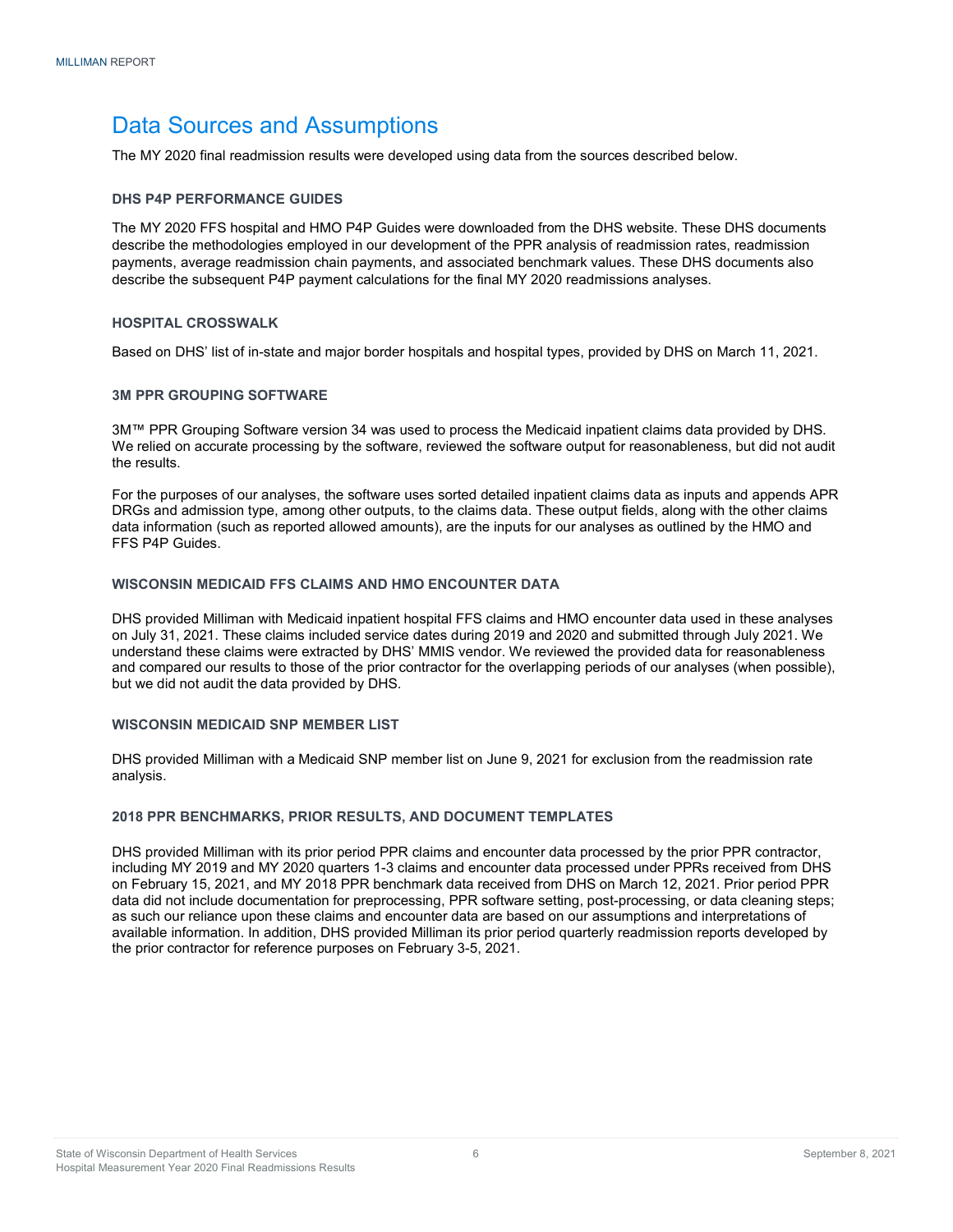# Data Sources and Assumptions

The MY 2020 final readmission results were developed using data from the sources described below.

### DHS P4P PERFORMANCE GUIDES

The MY 2020 FFS hospital and HMO P4P Guides were downloaded from the DHS website. These DHS documents describe the methodologies employed in our development of the PPR analysis of readmission rates, readmission payments, average readmission chain payments, and associated benchmark values. These DHS documents also describe the subsequent P4P payment calculations for the final MY 2020 readmissions analyses.

### HOSPITAL CROSSWALK

Based on DHS' list of in-state and major border hospitals and hospital types, provided by DHS on March 11, 2021.

### 3M PPR GROUPING SOFTWARE

3M™ PPR Grouping Software version 34 was used to process the Medicaid inpatient claims data provided by DHS. We relied on accurate processing by the software, reviewed the software output for reasonableness, but did not audit the results.

For the purposes of our analyses, the software uses sorted detailed inpatient claims data as inputs and appends APR DRGs and admission type, among other outputs, to the claims data. These output fields, along with the other claims data information (such as reported allowed amounts), are the inputs for our analyses as outlined by the HMO and FFS P4P Guides.

### WISCONSIN MEDICAID FFS CLAIMS AND HMO ENCOUNTER DATA

DHS provided Milliman with Medicaid inpatient hospital FFS claims and HMO encounter data used in these analyses on July 31, 2021. These claims included service dates during 2019 and 2020 and submitted through July 2021. We understand these claims were extracted by DHS' MMIS vendor. We reviewed the provided data for reasonableness and compared our results to those of the prior contractor for the overlapping periods of our analyses (when possible), but we did not audit the data provided by DHS.

### WISCONSIN MEDICAID SNP MEMBER LIST

DHS provided Milliman with a Medicaid SNP member list on June 9, 2021 for exclusion from the readmission rate analysis.

### 2018 PPR BENCHMARKS, PRIOR RESULTS, AND DOCUMENT TEMPLATES

DHS provided Milliman with its prior period PPR claims and encounter data processed by the prior PPR contractor, including MY 2019 and MY 2020 quarters 1-3 claims and encounter data processed under PPRs received from DHS on February 15, 2021, and MY 2018 PPR benchmark data received from DHS on March 12, 2021. Prior period PPR data did not include documentation for preprocessing, PPR software setting, post-processing, or data cleaning steps; as such our reliance upon these claims and encounter data are based on our assumptions and interpretations of available information. In addition, DHS provided Milliman its prior period quarterly readmission reports developed by the prior contractor for reference purposes on February 3-5, 2021.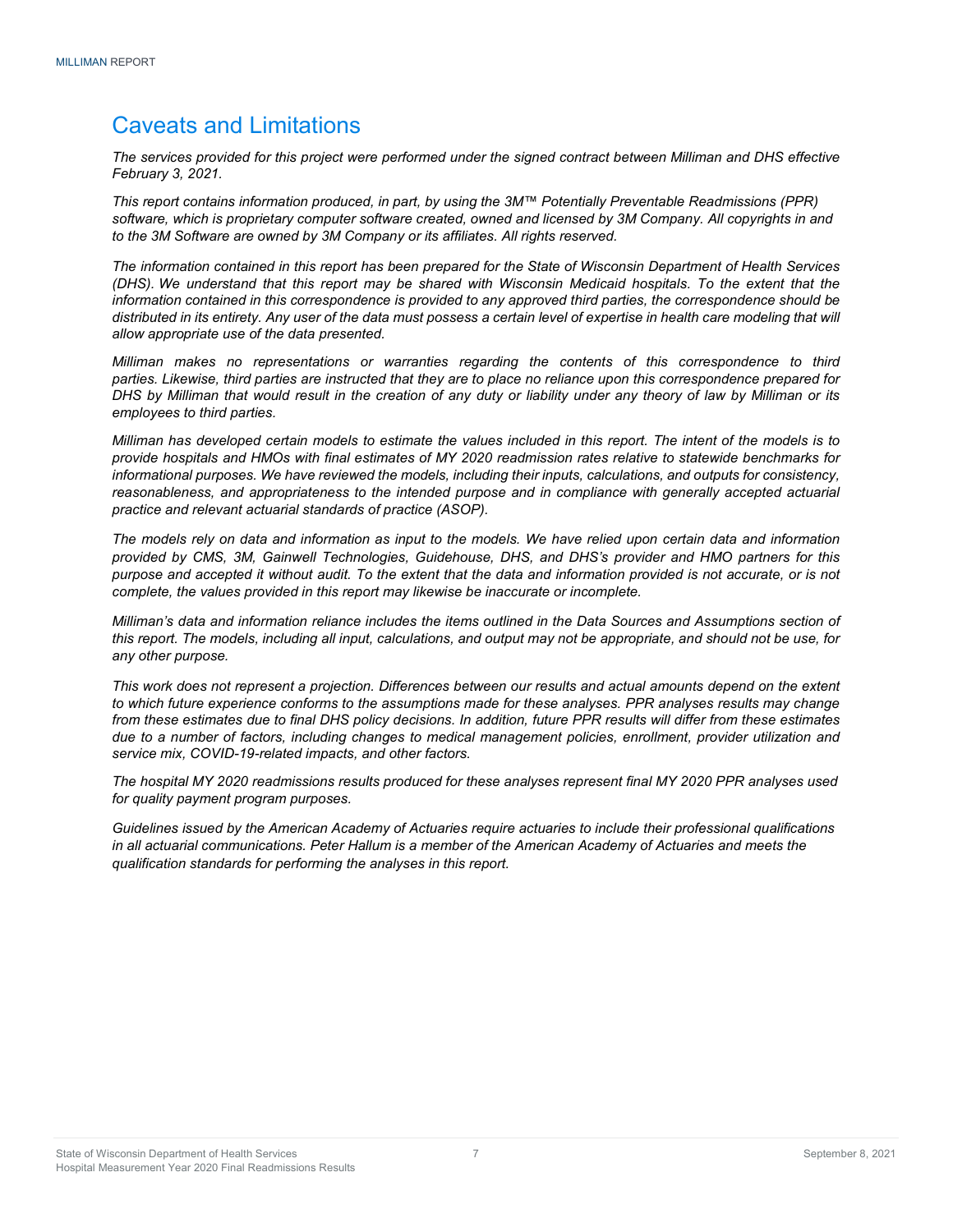## Caveats and Limitations

*The services provided for this project were performed under the signed contract between Milliman and DHS effective February 3, 2021.*

*This report contains information produced, in part, by using the 3M™ Potentially Preventable Readmissions (PPR) software, which is proprietary computer software created, owned and licensed by 3M Company. All copyrights in and to the 3M Software are owned by 3M Company or its affiliates. All rights reserved.*

*The information contained in this report has been prepared for the State of Wisconsin Department of Health Services (DHS). We understand that this report may be shared with Wisconsin Medicaid hospitals. To the extent that the information contained in this correspondence is provided to any approved third parties, the correspondence should be distributed in its entirety. Any user of the data must possess a certain level of expertise in health care modeling that will allow appropriate use of the data presented.*

*Milliman makes no representations or warranties regarding the contents of this correspondence to third parties. Likewise, third parties are instructed that they are to place no reliance upon this correspondence prepared for DHS by Milliman that would result in the creation of any duty or liability under any theory of law by Milliman or its employees to third parties.*

*Milliman has developed certain models to estimate the values included in this report. The intent of the models is to provide hospitals and HMOs with final estimates of MY 2020 readmission rates relative to statewide benchmarks for informational purposes. We have reviewed the models, including their inputs, calculations, and outputs for consistency, reasonableness, and appropriateness to the intended purpose and in compliance with generally accepted actuarial practice and relevant actuarial standards of practice (ASOP).*

*The models rely on data and information as input to the models. We have relied upon certain data and information provided by CMS, 3M, Gainwell Technologies, Guidehouse, DHS, and DHS's provider and HMO partners for this purpose and accepted it without audit. To the extent that the data and information provided is not accurate, or is not complete, the values provided in this report may likewise be inaccurate or incomplete.*

*Milliman's data and information reliance includes the items outlined in the Data Sources and Assumptions section of this report. The models, including all input, calculations, and output may not be appropriate, and should not be use, for any other purpose.*

*This work does not represent a projection. Differences between our results and actual amounts depend on the extent to which future experience conforms to the assumptions made for these analyses. PPR analyses results may change from these estimates due to final DHS policy decisions. In addition, future PPR results will differ from these estimates due to a number of factors, including changes to medical management policies, enrollment, provider utilization and service mix, COVID-19-related impacts, and other factors.*

*The hospital MY 2020 readmissions results produced for these analyses represent final MY 2020 PPR analyses used for quality payment program purposes.*

*Guidelines issued by the American Academy of Actuaries require actuaries to include their professional qualifications in all actuarial communications. Peter Hallum is a member of the American Academy of Actuaries and meets the qualification standards for performing the analyses in this report.*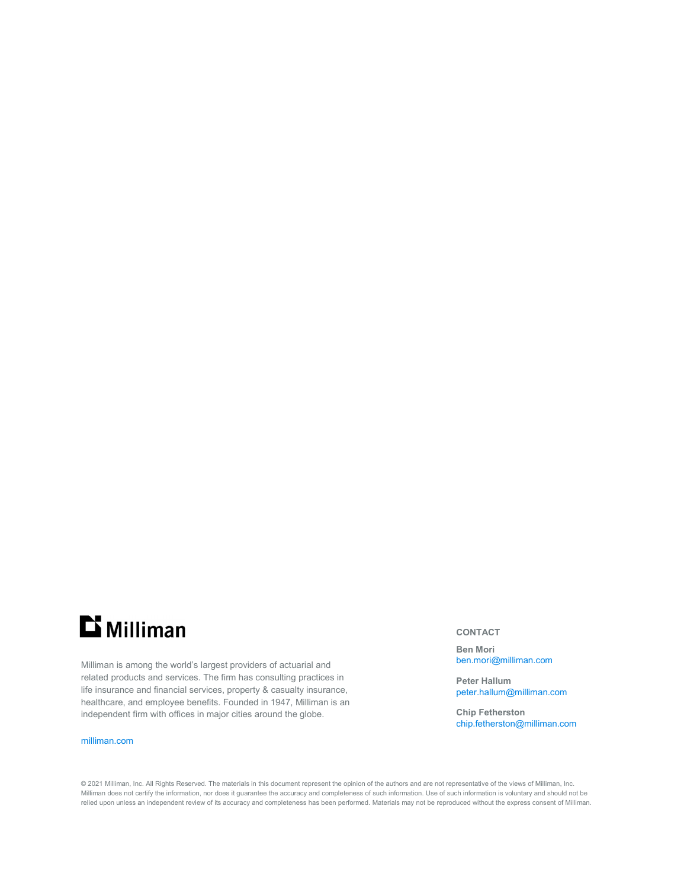Milliman

Milliman is among the world's largest providers of actuarial and related products and services. The firm has consulting practices in life insurance and financial services, property & casualty insurance, healthcare, and employee benefits. Founded in 1947, Milliman is an independent firm with offices in major cities around the globe.

milliman.com

**CONTACT**

**Ben Mori**
ben.mori@milliman.com

**Peter Hallum**
peter.hallum@milliman.com

**Chip Fetherston**
chip.fetherston@milliman.com

© 2021 Milliman, Inc. All Rights Reserved. The materials in this document represent the opinion of the authors and are not representative of the views of Milliman, Inc. Milliman does not certify the information, nor does it guarantee the accuracy and completeness of such information. Use of such information is voluntary and should not be relied upon unless an independent review of its accuracy and completeness has been performed. Materials may not be reproduced without the express consent of Milliman.